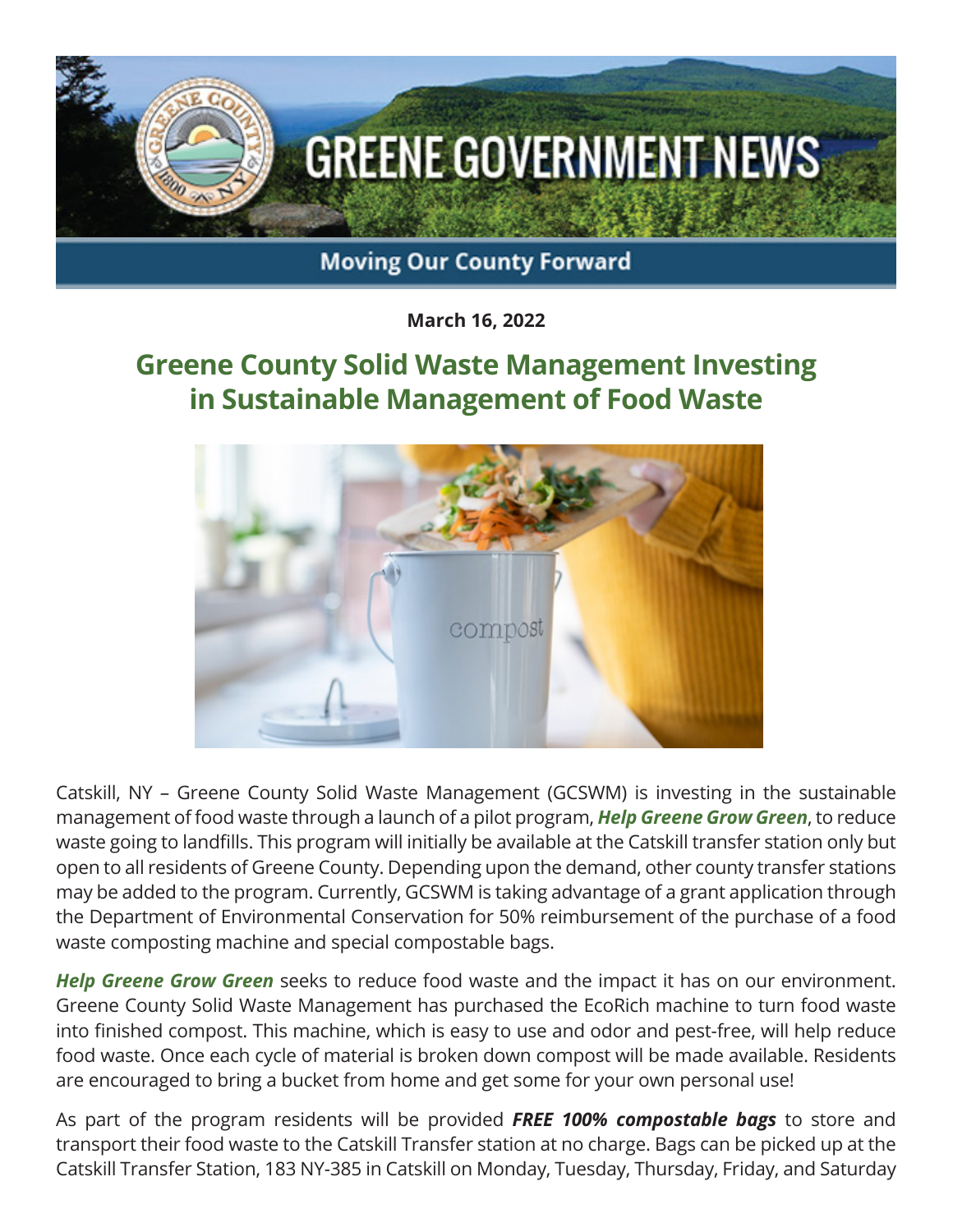# GREENE GOVERNMENT NEWS

**Moving Our County Forward**

**March 16, 2022**

## Greene County Solid Waste Management Investing in Sustainable Management of Food Waste

Catskill, NY – Greene County Solid Waste Management (GCSWM) is investing in the sustainable management of food waste through a launch of a pilot program, ***Help Greene Grow Green***, to reduce waste going to landfills. This program will initially be available at the Catskill transfer station only but open to all residents of Greene County. Depending upon the demand, other county transfer stations may be added to the program. Currently, GCSWM is taking advantage of a grant application through the Department of Environmental Conservation for 50% reimbursement of the purchase of a food waste composting machine and special compostable bags.

***Help Greene Grow Green*** seeks to reduce food waste and the impact it has on our environment. Greene County Solid Waste Management has purchased the EcoRich machine to turn food waste into finished compost. This machine, which is easy to use and odor and pest-free, will help reduce food waste. Once each cycle of material is broken down compost will be made available. Residents are encouraged to bring a bucket from home and get some for your own personal use!

As part of the program residents will be provided ***FREE 100% compostable bags*** to store and transport their food waste to the Catskill Transfer station at no charge. Bags can be picked up at the Catskill Transfer Station, 183 NY-385 in Catskill on Monday, Tuesday, Thursday, Friday, and Saturday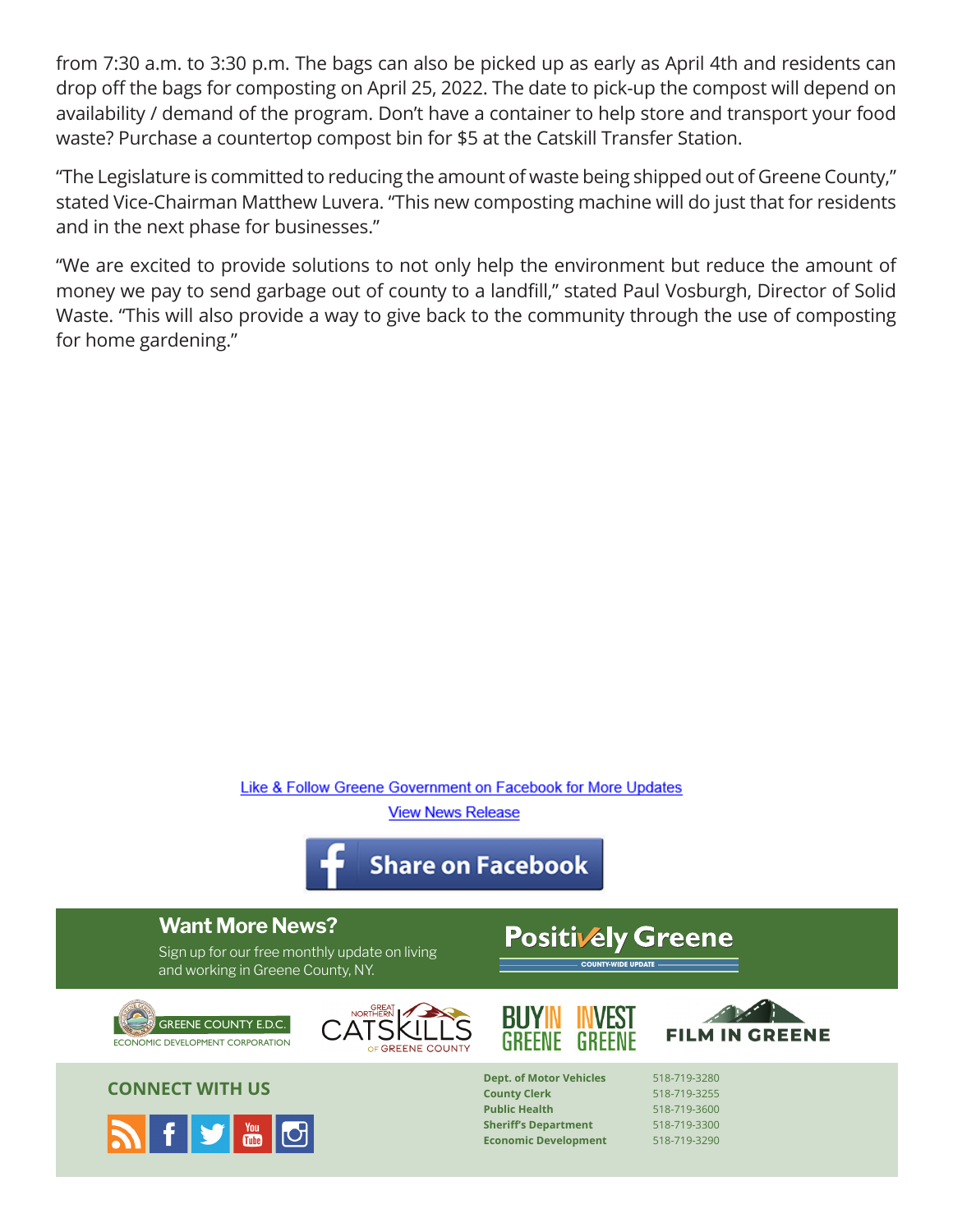from 7:30 a.m. to 3:30 p.m. The bags can also be picked up as early as April 4th and residents can drop off the bags for composting on April 25, 2022. The date to pick-up the compost will depend on availability / demand of the program. Don't have a container to help store and transport your food waste? Purchase a countertop compost bin for $5 at the Catskill Transfer Station.

"The Legislature is committed to reducing the amount of waste being shipped out of Greene County," stated Vice-Chairman Matthew Luvera. "This new composting machine will do just that for residents and in the next phase for businesses."

"We are excited to provide solutions to not only help the environment but reduce the amount of money we pay to send garbage out of county to a landfill," stated Paul Vosburgh, Director of Solid Waste. "This will also provide a way to give back to the community through the use of composting for home gardening."

Like & Follow Greene Government on Facebook for More Updates

View News Release

Share on Facebook

**Want More News?**

Sign up for our free monthly update on living and working in Greene County, NY.

Positively Greene

COUNTY-WIDE UPDATE

GREENE COUNTY E.D.C.
ECONOMIC DEVELOPMENT CORPORATION

GREAT NORTHERN CATSKILLS OF GREENE COUNTY

BUY IN GREENE

INVEST GREENE

FILM IN GREENE

**CONNECT WITH US**

| | |
|---|---|
| **Dept. of Motor Vehicles** | 518-719-3280 |
| **County Clerk** | 518-719-3255 |
| **Public Health** | 518-719-3600 |
| **Sheriff's Department** | 518-719-3300 |
| **Economic Development** | 518-719-3290 |